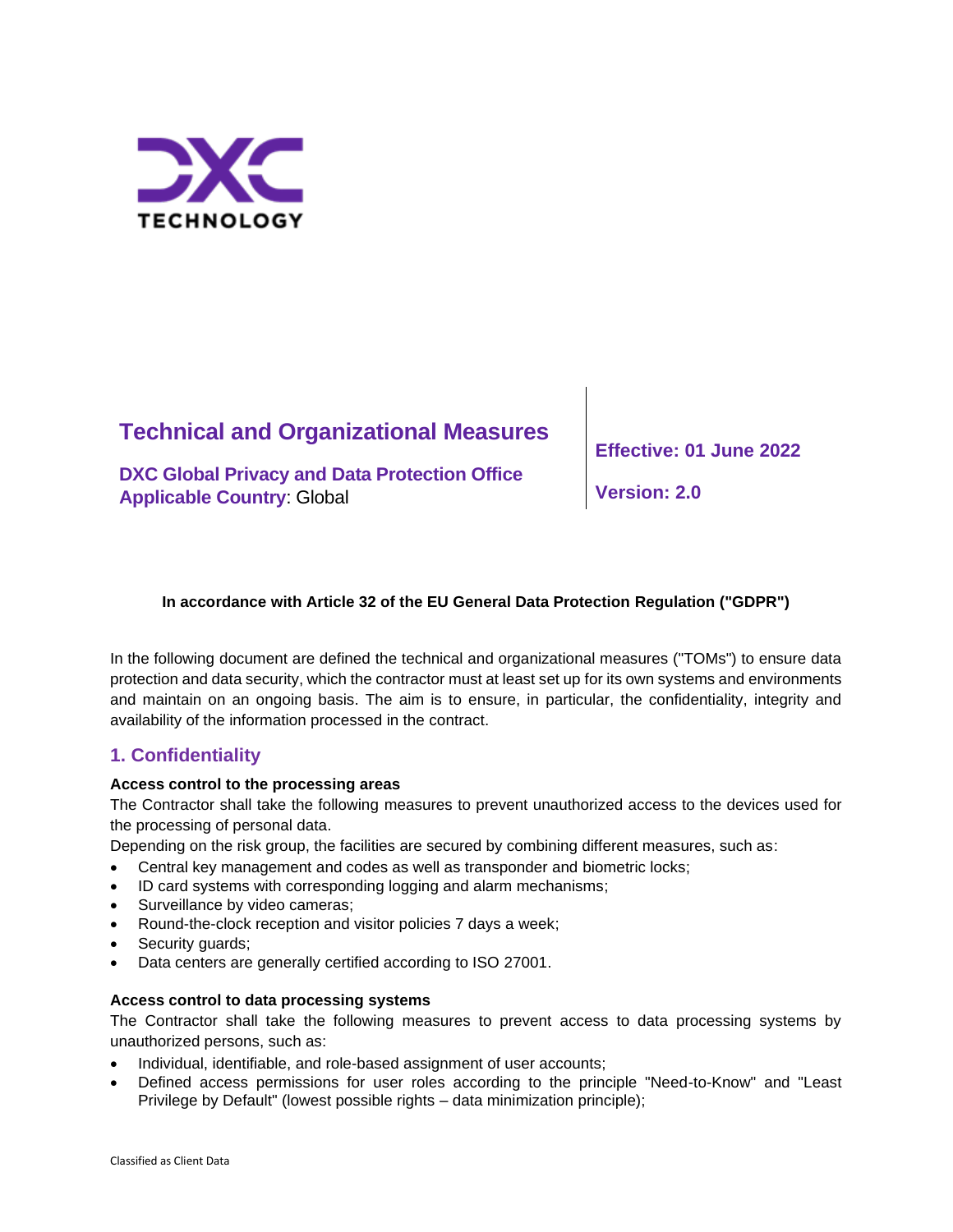DXC TECHNOLOGY

# Technical and Organizational Measures

**DXC Global Privacy and Data Protection Office**
**Applicable Country**: Global

**Effective: 01 June 2022**

**Version: 2.0**

**In accordance with Article 32 of the EU General Data Protection Regulation ("GDPR")**

In the following document are defined the technical and organizational measures ("TOMs") to ensure data protection and data security, which the contractor must at least set up for its own systems and environments and maintain on an ongoing basis. The aim is to ensure, in particular, the confidentiality, integrity and availability of the information processed in the contract.

## 1. Confidentiality

**Access control to the processing areas**
The Contractor shall take the following measures to prevent unauthorized access to the devices used for the processing of personal data.
Depending on the risk group, the facilities are secured by combining different measures, such as:

- Central key management and codes as well as transponder and biometric locks;
- ID card systems with corresponding logging and alarm mechanisms;
- Surveillance by video cameras;
- Round-the-clock reception and visitor policies 7 days a week;
- Security guards;
- Data centers are generally certified according to ISO 27001.

**Access control to data processing systems**
The Contractor shall take the following measures to prevent access to data processing systems by unauthorized persons, such as:

- Individual, identifiable, and role-based assignment of user accounts;
- Defined access permissions for user roles according to the principle "Need-to-Know" and "Least Privilege by Default" (lowest possible rights – data minimization principle);

Classified as Client Data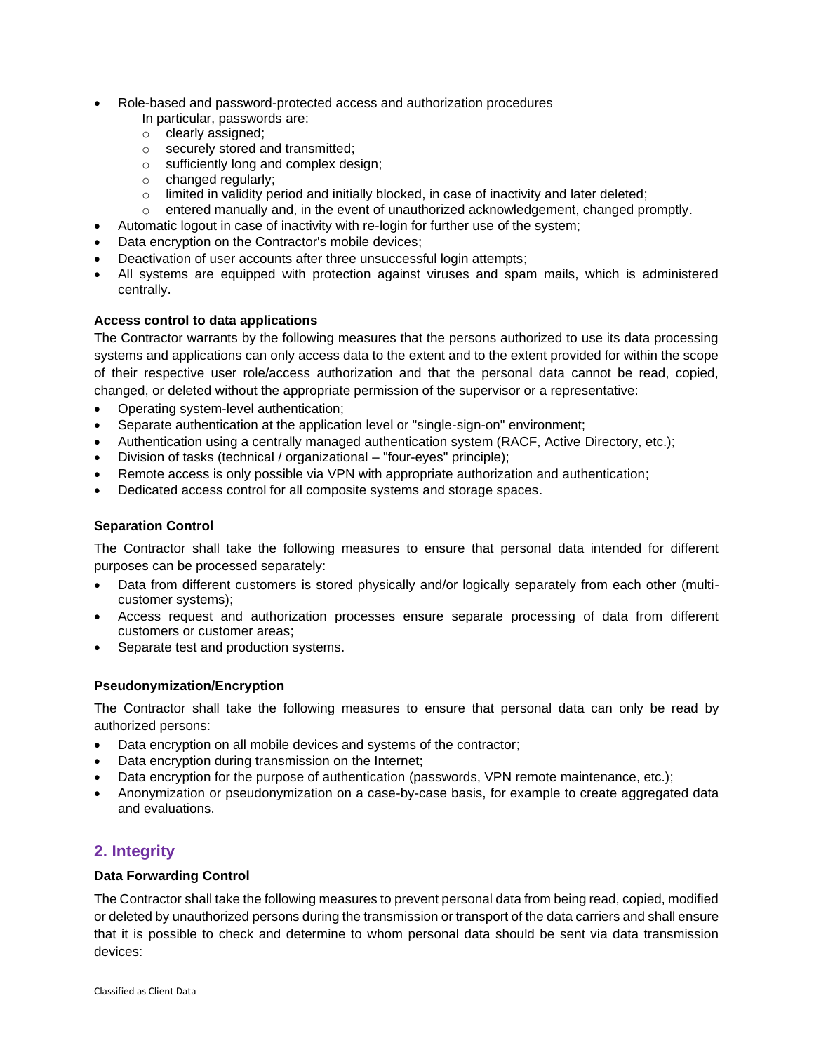- Role-based and password-protected access and authorization procedures
  In particular, passwords are:
  - clearly assigned;
  - securely stored and transmitted;
  - sufficiently long and complex design;
  - changed regularly;
  - limited in validity period and initially blocked, in case of inactivity and later deleted;
  - entered manually and, in the event of unauthorized acknowledgement, changed promptly.
- Automatic logout in case of inactivity with re-login for further use of the system;
- Data encryption on the Contractor's mobile devices;
- Deactivation of user accounts after three unsuccessful login attempts;
- All systems are equipped with protection against viruses and spam mails, which is administered centrally.

**Access control to data applications**

The Contractor warrants by the following measures that the persons authorized to use its data processing systems and applications can only access data to the extent and to the extent provided for within the scope of their respective user role/access authorization and that the personal data cannot be read, copied, changed, or deleted without the appropriate permission of the supervisor or a representative:

- Operating system-level authentication;
- Separate authentication at the application level or "single-sign-on" environment;
- Authentication using a centrally managed authentication system (RACF, Active Directory, etc.);
- Division of tasks (technical / organizational – "four-eyes" principle);
- Remote access is only possible via VPN with appropriate authorization and authentication;
- Dedicated access control for all composite systems and storage spaces.

**Separation Control**

The Contractor shall take the following measures to ensure that personal data intended for different purposes can be processed separately:

- Data from different customers is stored physically and/or logically separately from each other (multi-customer systems);
- Access request and authorization processes ensure separate processing of data from different customers or customer areas;
- Separate test and production systems.

**Pseudonymization/Encryption**

The Contractor shall take the following measures to ensure that personal data can only be read by authorized persons:

- Data encryption on all mobile devices and systems of the contractor;
- Data encryption during transmission on the Internet;
- Data encryption for the purpose of authentication (passwords, VPN remote maintenance, etc.);
- Anonymization or pseudonymization on a case-by-case basis, for example to create aggregated data and evaluations.

## 2. Integrity

**Data Forwarding Control**

The Contractor shall take the following measures to prevent personal data from being read, copied, modified or deleted by unauthorized persons during the transmission or transport of the data carriers and shall ensure that it is possible to check and determine to whom personal data should be sent via data transmission devices:

Classified as Client Data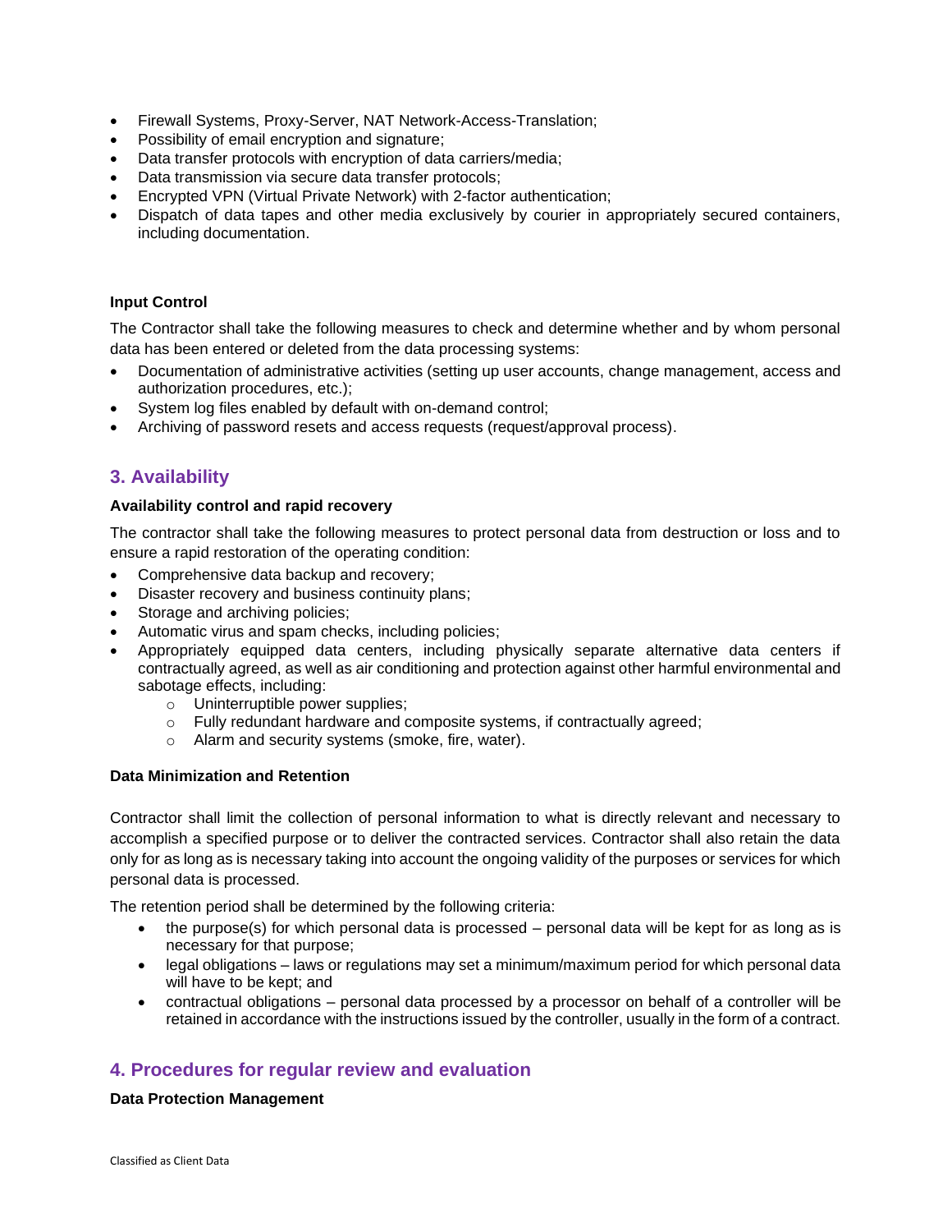- Firewall Systems, Proxy-Server, NAT Network-Access-Translation;
- Possibility of email encryption and signature;
- Data transfer protocols with encryption of data carriers/media;
- Data transmission via secure data transfer protocols;
- Encrypted VPN (Virtual Private Network) with 2-factor authentication;
- Dispatch of data tapes and other media exclusively by courier in appropriately secured containers, including documentation.

**Input Control**

The Contractor shall take the following measures to check and determine whether and by whom personal data has been entered or deleted from the data processing systems:

- Documentation of administrative activities (setting up user accounts, change management, access and authorization procedures, etc.);
- System log files enabled by default with on-demand control;
- Archiving of password resets and access requests (request/approval process).

## 3. Availability

**Availability control and rapid recovery**

The contractor shall take the following measures to protect personal data from destruction or loss and to ensure a rapid restoration of the operating condition:

- Comprehensive data backup and recovery;
- Disaster recovery and business continuity plans;
- Storage and archiving policies;
- Automatic virus and spam checks, including policies;
- Appropriately equipped data centers, including physically separate alternative data centers if contractually agreed, as well as air conditioning and protection against other harmful environmental and sabotage effects, including:
    - Uninterruptible power supplies;
    - Fully redundant hardware and composite systems, if contractually agreed;
    - Alarm and security systems (smoke, fire, water).

**Data Minimization and Retention**

Contractor shall limit the collection of personal information to what is directly relevant and necessary to accomplish a specified purpose or to deliver the contracted services. Contractor shall also retain the data only for as long as is necessary taking into account the ongoing validity of the purposes or services for which personal data is processed.

The retention period shall be determined by the following criteria:

- the purpose(s) for which personal data is processed – personal data will be kept for as long as is necessary for that purpose;
- legal obligations – laws or regulations may set a minimum/maximum period for which personal data will have to be kept; and
- contractual obligations – personal data processed by a processor on behalf of a controller will be retained in accordance with the instructions issued by the controller, usually in the form of a contract.

## 4. Procedures for regular review and evaluation

**Data Protection Management**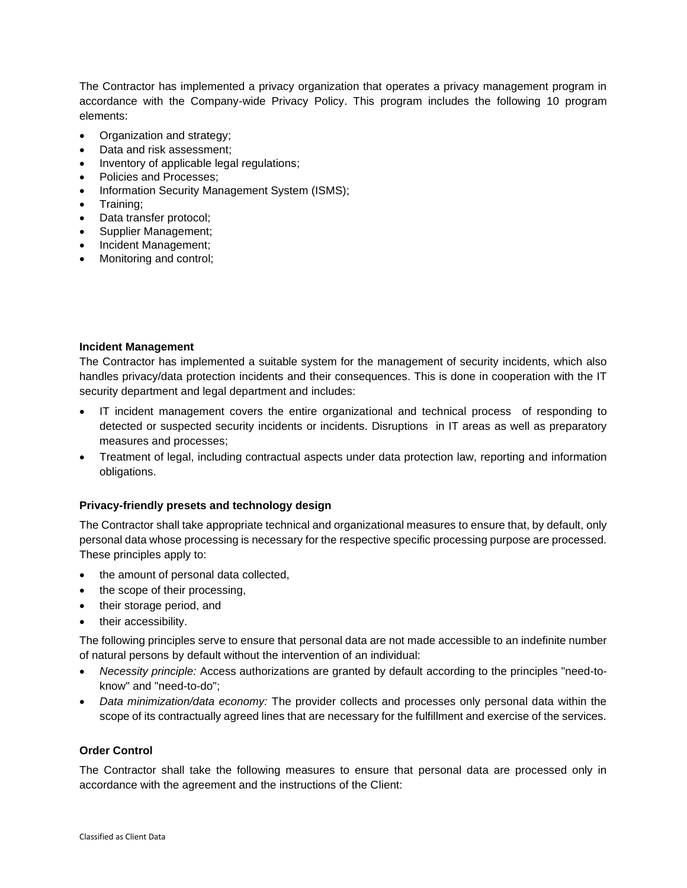The Contractor has implemented a privacy organization that operates a privacy management program in accordance with the Company-wide Privacy Policy. This program includes the following 10 program elements:

- Organization and strategy;
- Data and risk assessment;
- Inventory of applicable legal regulations;
- Policies and Processes;
- Information Security Management System (ISMS);
- Training;
- Data transfer protocol;
- Supplier Management;
- Incident Management;
- Monitoring and control;

**Incident Management**

The Contractor has implemented a suitable system for the management of security incidents, which also handles privacy/data protection incidents and their consequences. This is done in cooperation with the IT security department and legal department and includes:

- IT incident management covers the entire organizational and technical process of responding to detected or suspected security incidents or incidents. Disruptions in IT areas as well as preparatory measures and processes;
- Treatment of legal, including contractual aspects under data protection law, reporting and information obligations.

**Privacy-friendly presets and technology design**

The Contractor shall take appropriate technical and organizational measures to ensure that, by default, only personal data whose processing is necessary for the respective specific processing purpose are processed. These principles apply to:

- the amount of personal data collected,
- the scope of their processing,
- their storage period, and
- their accessibility.

The following principles serve to ensure that personal data are not made accessible to an indefinite number of natural persons by default without the intervention of an individual:

- *Necessity principle:* Access authorizations are granted by default according to the principles "need-to-know" and "need-to-do";
- *Data minimization/data economy:* The provider collects and processes only personal data within the scope of its contractually agreed lines that are necessary for the fulfillment and exercise of the services.

**Order Control**

The Contractor shall take the following measures to ensure that personal data are processed only in accordance with the agreement and the instructions of the Client: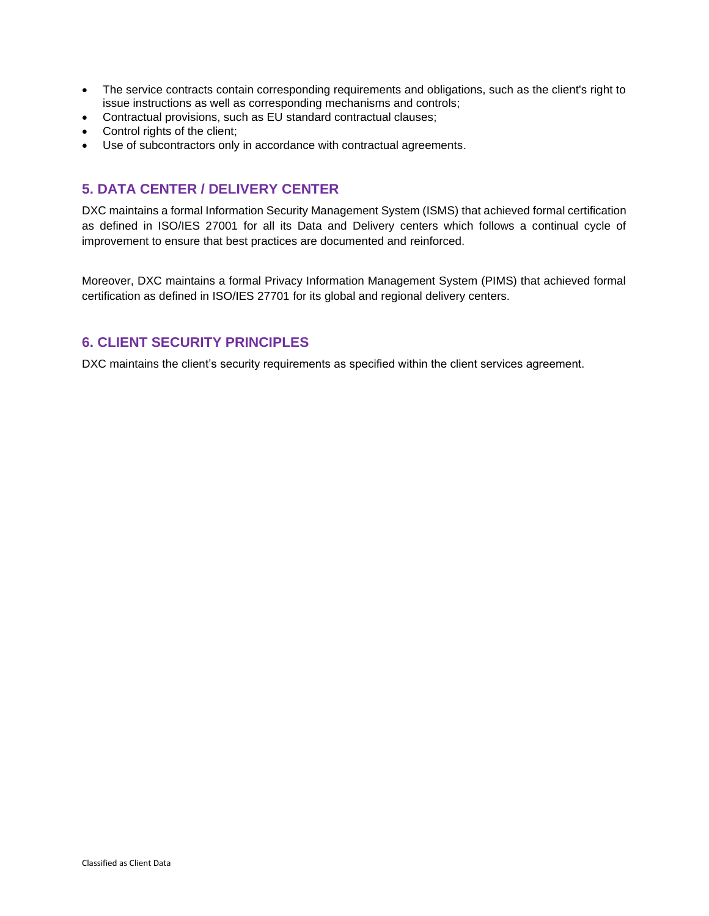- The service contracts contain corresponding requirements and obligations, such as the client's right to issue instructions as well as corresponding mechanisms and controls;
- Contractual provisions, such as EU standard contractual clauses;
- Control rights of the client;
- Use of subcontractors only in accordance with contractual agreements.

## 5. DATA CENTER / DELIVERY CENTER

DXC maintains a formal Information Security Management System (ISMS) that achieved formal certification as defined in ISO/IES 27001 for all its Data and Delivery centers which follows a continual cycle of improvement to ensure that best practices are documented and reinforced.

Moreover, DXC maintains a formal Privacy Information Management System (PIMS) that achieved formal certification as defined in ISO/IES 27701 for its global and regional delivery centers.

## 6. CLIENT SECURITY PRINCIPLES

DXC maintains the client's security requirements as specified within the client services agreement.